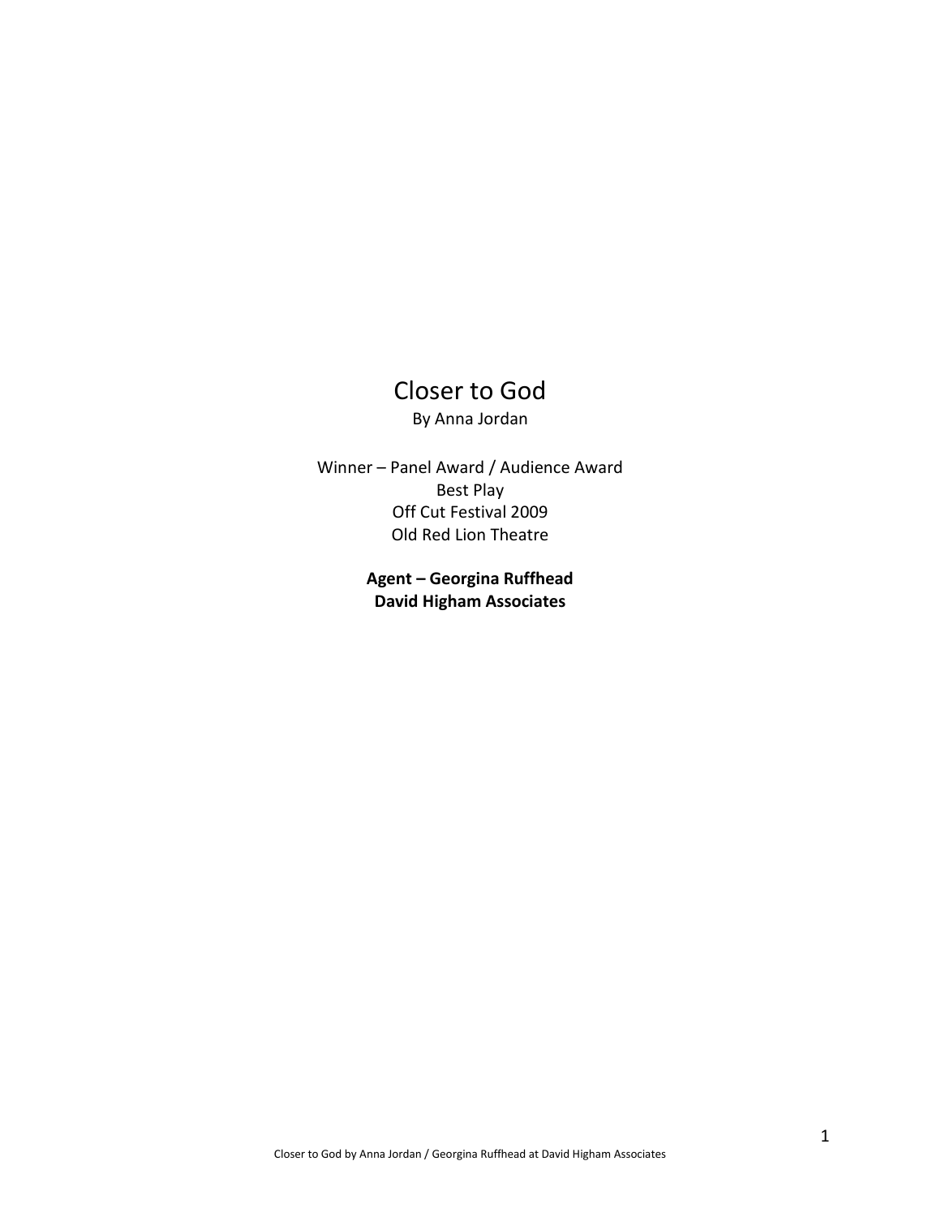# Closer to God

By Anna Jordan

Winner – Panel Award / Audience Award
Best Play
Off Cut Festival 2009
Old Red Lion Theatre

**Agent – Georgina Ruffhead**
**David Higham Associates**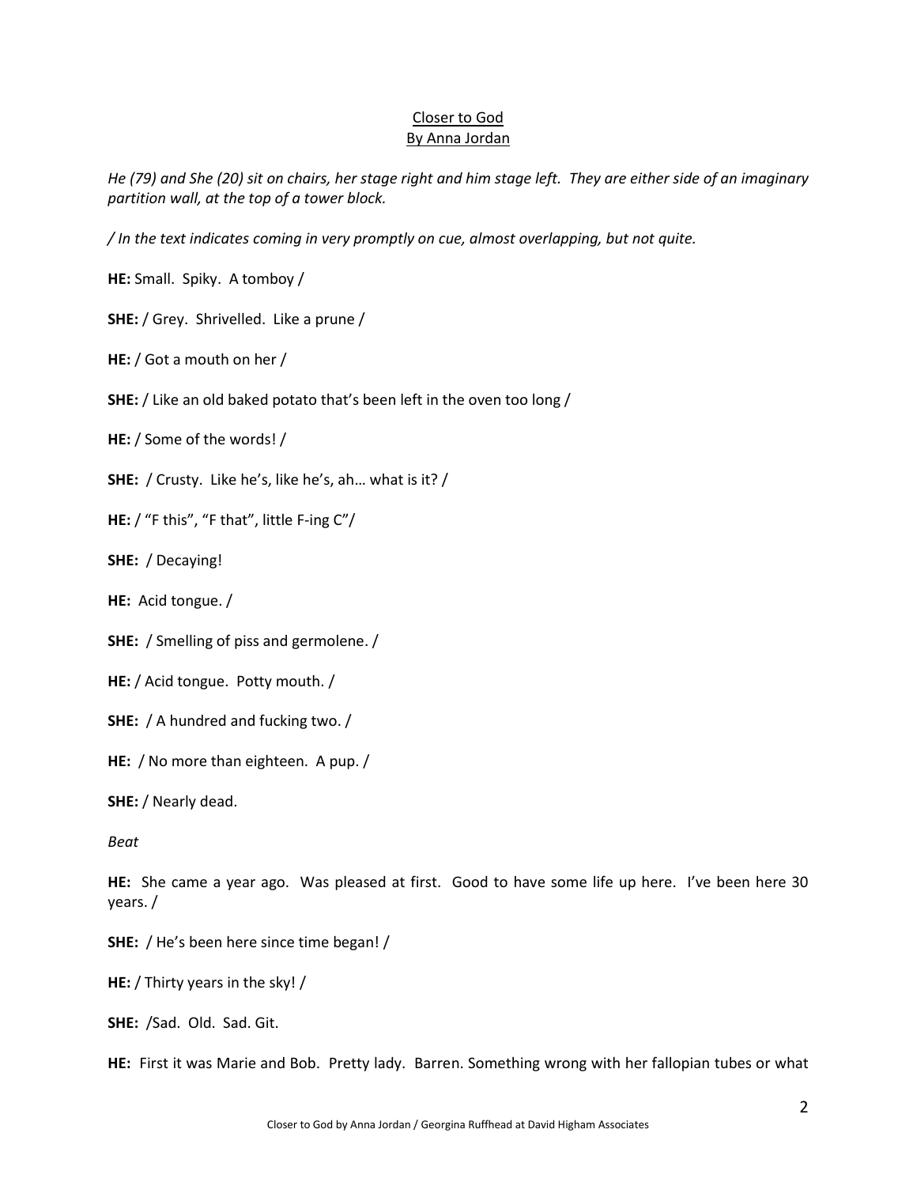Closer to God
By Anna Jordan

*He (79) and She (20) sit on chairs, her stage right and him stage left. They are either side of an imaginary partition wall, at the top of a tower block.*

*/ In the text indicates coming in very promptly on cue, almost overlapping, but not quite.*

**HE:** Small. Spiky. A tomboy /

**SHE:** / Grey. Shrivelled. Like a prune /

**HE:** / Got a mouth on her /

**SHE:** / Like an old baked potato that's been left in the oven too long /

**HE:** / Some of the words! /

**SHE:** / Crusty. Like he's, like he's, ah… what is it? /

**HE:** / "F this", "F that", little F-ing C"/

**SHE:** / Decaying!

**HE:** Acid tongue. /

**SHE:** / Smelling of piss and germolene. /

**HE:** / Acid tongue. Potty mouth. /

**SHE:** / A hundred and fucking two. /

**HE:** / No more than eighteen. A pup. /

**SHE:** / Nearly dead.

*Beat*

**HE:** She came a year ago. Was pleased at first. Good to have some life up here. I've been here 30 years. /

**SHE:** / He's been here since time began! /

**HE:** / Thirty years in the sky! /

**SHE:** /Sad. Old. Sad. Git.

**HE:** First it was Marie and Bob. Pretty lady. Barren. Something wrong with her fallopian tubes or what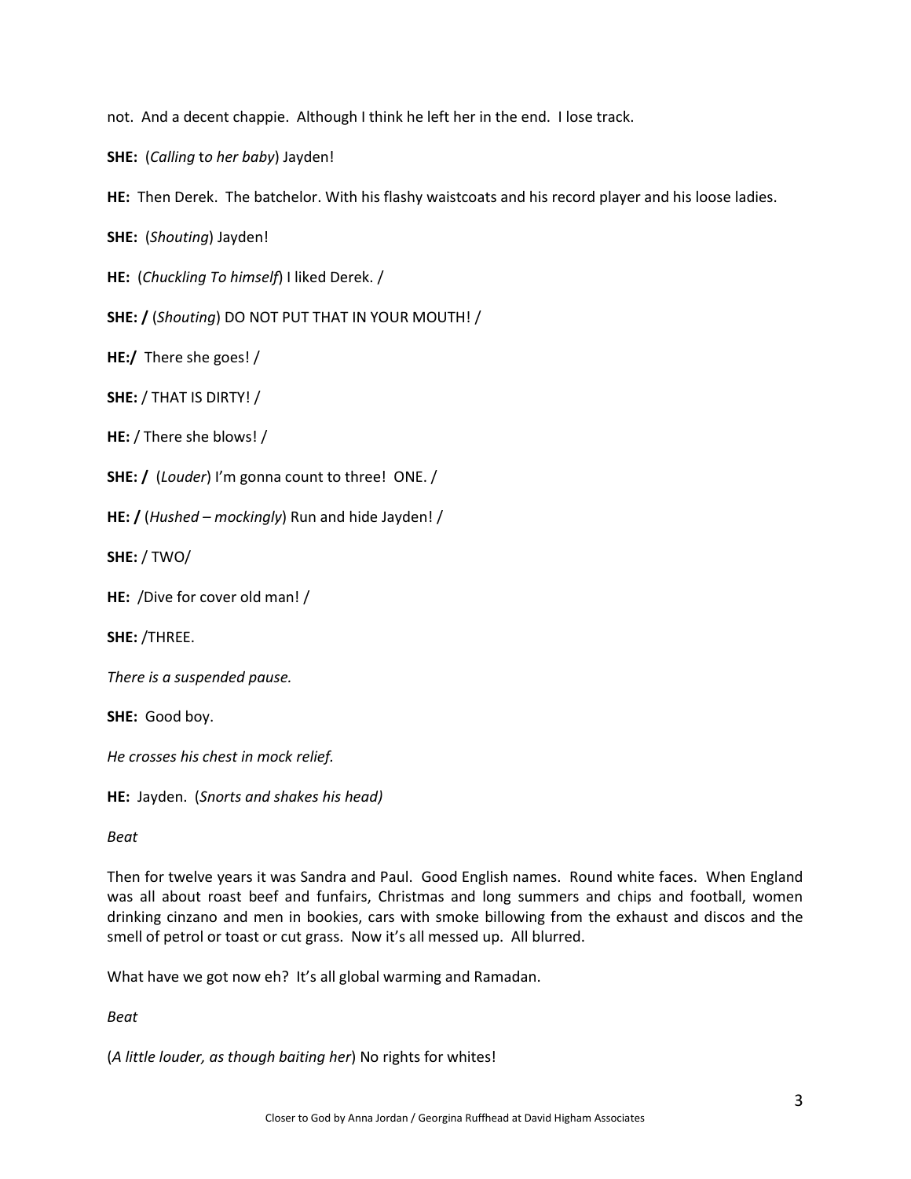not. And a decent chappie. Although I think he left her in the end. I lose track.

**SHE:** (*Calling* to *her baby*) Jayden!

**HE:** Then Derek. The batchelor. With his flashy waistcoats and his record player and his loose ladies.

**SHE:** (*Shouting*) Jayden!

**HE:** (*Chuckling To himself*) I liked Derek. /

**SHE: /** (*Shouting*) DO NOT PUT THAT IN YOUR MOUTH! /

**HE:/** There she goes! /

**SHE:** / THAT IS DIRTY! /

**HE:** / There she blows! /

**SHE: /** (*Louder*) I'm gonna count to three! ONE. /

**HE: /** (*Hushed – mockingly*) Run and hide Jayden! /

**SHE:** / TWO/

**HE:** /Dive for cover old man! /

**SHE:** /THREE.

*There is a suspended pause.*

**SHE:** Good boy.

*He crosses his chest in mock relief.*

**HE:** Jayden. (*Snorts and shakes his head)*

*Beat*

Then for twelve years it was Sandra and Paul. Good English names. Round white faces. When England was all about roast beef and funfairs, Christmas and long summers and chips and football, women drinking cinzano and men in bookies, cars with smoke billowing from the exhaust and discos and the smell of petrol or toast or cut grass. Now it's all messed up. All blurred.

What have we got now eh? It's all global warming and Ramadan.

*Beat*

(*A little louder, as though baiting her*) No rights for whites!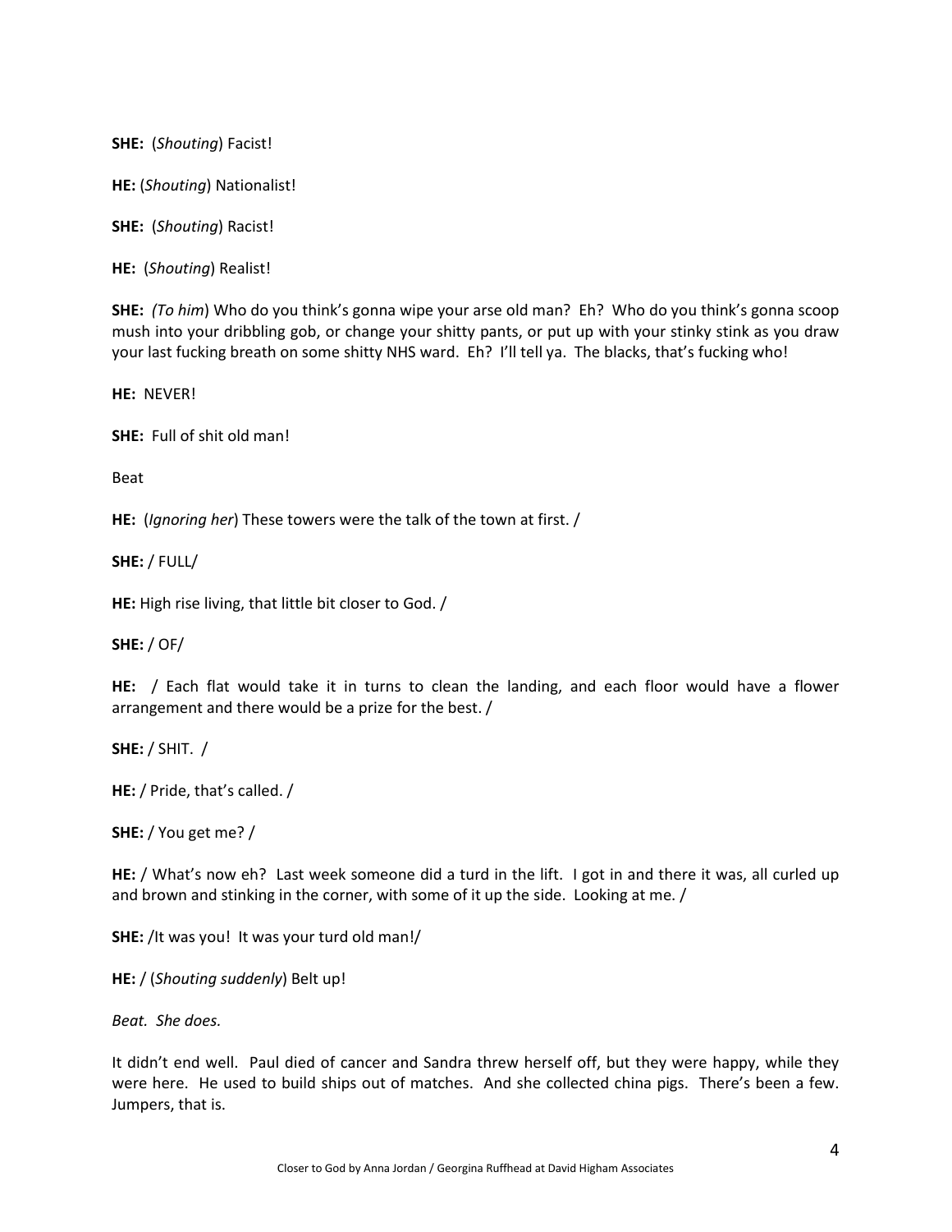**SHE:** (*Shouting*) Facist!

**HE:** (*Shouting*) Nationalist!

**SHE:** (*Shouting*) Racist!

**HE:** (*Shouting*) Realist!

**SHE:** *(To him*) Who do you think's gonna wipe your arse old man? Eh? Who do you think's gonna scoop mush into your dribbling gob, or change your shitty pants, or put up with your stinky stink as you draw your last fucking breath on some shitty NHS ward. Eh? I'll tell ya. The blacks, that's fucking who!

**HE:** NEVER!

**SHE:** Full of shit old man!

Beat

**HE:** (*Ignoring her*) These towers were the talk of the town at first. /

**SHE:** / FULL/

**HE:** High rise living, that little bit closer to God. /

**SHE:** / OF/

**HE:** / Each flat would take it in turns to clean the landing, and each floor would have a flower arrangement and there would be a prize for the best. /

**SHE:** / SHIT. /

**HE:** / Pride, that's called. /

**SHE:** / You get me? /

**HE:** / What's now eh? Last week someone did a turd in the lift. I got in and there it was, all curled up and brown and stinking in the corner, with some of it up the side. Looking at me. /

**SHE:** /It was you! It was your turd old man!/

**HE:** / (*Shouting suddenly*) Belt up!

*Beat. She does.*

It didn't end well. Paul died of cancer and Sandra threw herself off, but they were happy, while they were here. He used to build ships out of matches. And she collected china pigs. There's been a few. Jumpers, that is.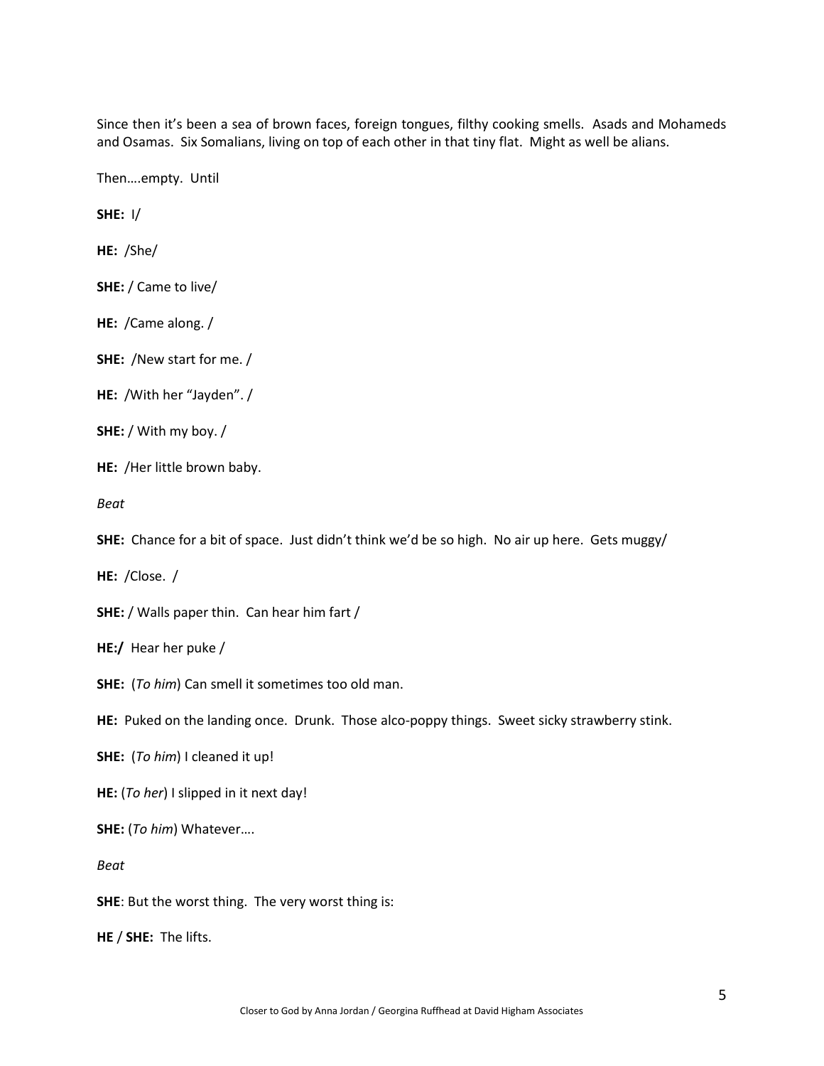Since then it's been a sea of brown faces, foreign tongues, filthy cooking smells. Asads and Mohameds and Osamas. Six Somalians, living on top of each other in that tiny flat. Might as well be alians.

Then….empty. Until

**SHE:** I/

**HE:** /She/

**SHE:** / Came to live/

**HE:** /Came along. /

**SHE:** /New start for me. /

**HE:** /With her "Jayden". /

**SHE:** / With my boy. /

**HE:** /Her little brown baby.

*Beat*

**SHE:** Chance for a bit of space. Just didn't think we'd be so high. No air up here. Gets muggy/

**HE:** /Close. /

**SHE:** / Walls paper thin. Can hear him fart /

**HE:/** Hear her puke /

**SHE:** (*To him*) Can smell it sometimes too old man.

**HE:** Puked on the landing once. Drunk. Those alco-poppy things. Sweet sicky strawberry stink.

**SHE:** (*To him*) I cleaned it up!

**HE:** (*To her*) I slipped in it next day!

**SHE:** (*To him*) Whatever….

*Beat*

**SHE**: But the worst thing. The very worst thing is:

**HE** / **SHE:** The lifts.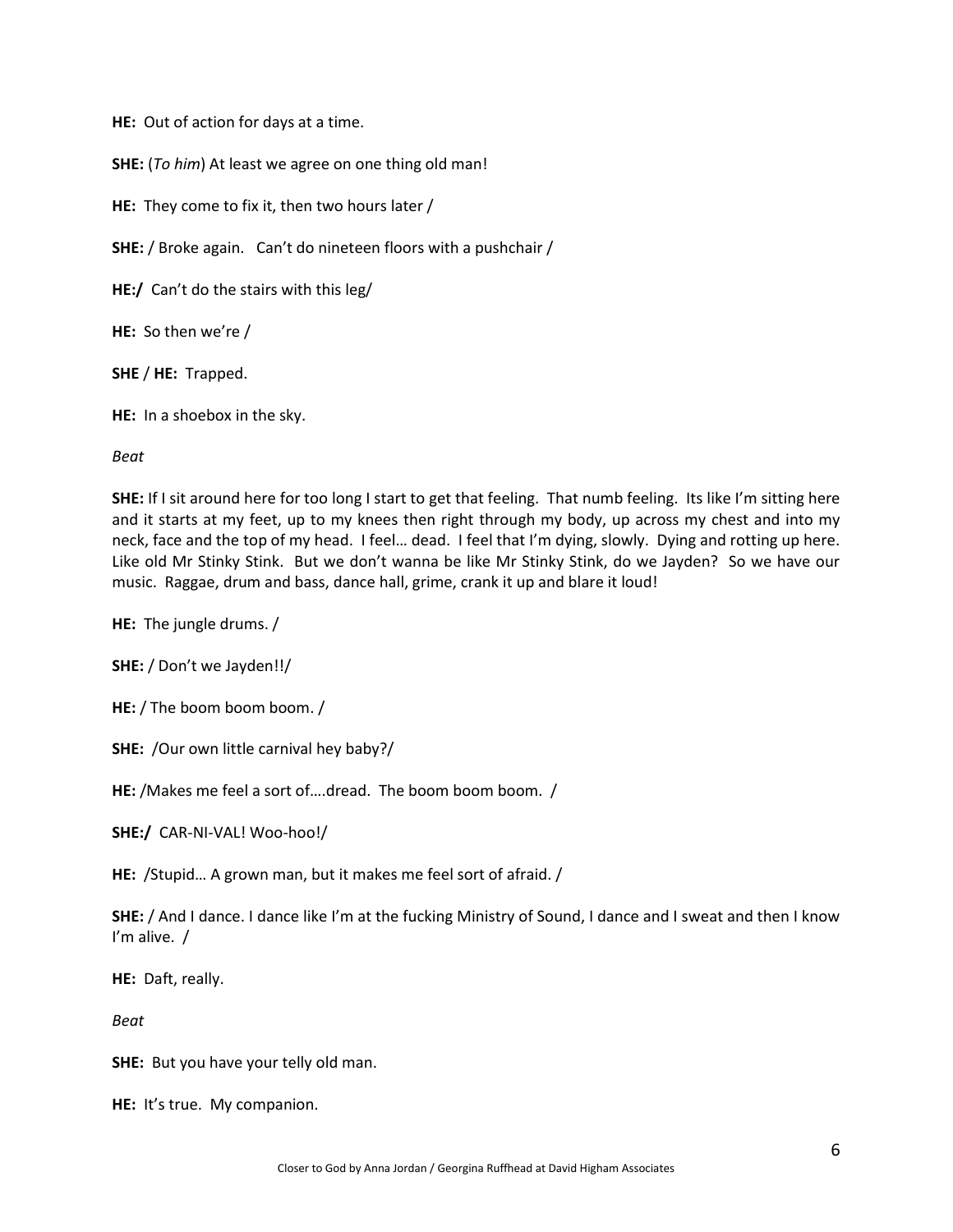**HE:** Out of action for days at a time.

**SHE:** (*To him*) At least we agree on one thing old man!

**HE:** They come to fix it, then two hours later /

**SHE:** / Broke again. Can't do nineteen floors with a pushchair /

**HE:/** Can't do the stairs with this leg/

**HE:** So then we're /

**SHE** / **HE:** Trapped.

**HE:** In a shoebox in the sky.

*Beat*

**SHE:** If I sit around here for too long I start to get that feeling. That numb feeling. Its like I'm sitting here and it starts at my feet, up to my knees then right through my body, up across my chest and into my neck, face and the top of my head. I feel… dead. I feel that I'm dying, slowly. Dying and rotting up here. Like old Mr Stinky Stink. But we don't wanna be like Mr Stinky Stink, do we Jayden? So we have our music. Raggae, drum and bass, dance hall, grime, crank it up and blare it loud!

**HE:** The jungle drums. /

**SHE:** / Don't we Jayden!!/

**HE:** / The boom boom boom. /

**SHE:** /Our own little carnival hey baby?/

**HE:** /Makes me feel a sort of….dread. The boom boom boom. /

**SHE:/** CAR-NI-VAL! Woo-hoo!/

**HE:** /Stupid… A grown man, but it makes me feel sort of afraid. /

**SHE:** / And I dance. I dance like I'm at the fucking Ministry of Sound, I dance and I sweat and then I know I'm alive. /

**HE:** Daft, really.

*Beat*

**SHE:** But you have your telly old man.

**HE:** It's true. My companion.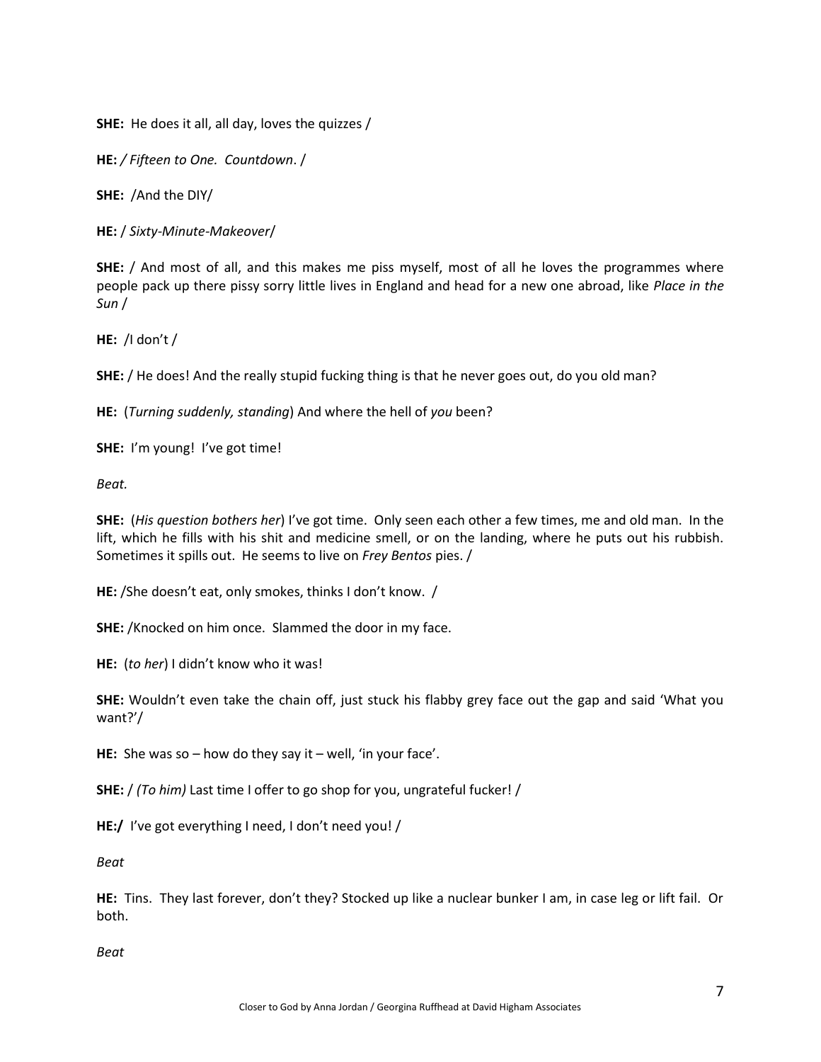**SHE:** He does it all, all day, loves the quizzes /

**HE:** */ Fifteen to One. Countdown*. /

**SHE:** /And the DIY/

**HE:** / *Sixty-Minute-Makeover*/

**SHE:** / And most of all, and this makes me piss myself, most of all he loves the programmes where people pack up there pissy sorry little lives in England and head for a new one abroad, like *Place in the Sun* /

**HE:** /I don't /

**SHE:** / He does! And the really stupid fucking thing is that he never goes out, do you old man?

**HE:** (*Turning suddenly, standing*) And where the hell of *you* been?

**SHE:** I'm young! I've got time!

*Beat.*

**SHE:** (*His question bothers her*) I've got time. Only seen each other a few times, me and old man. In the lift, which he fills with his shit and medicine smell, or on the landing, where he puts out his rubbish. Sometimes it spills out. He seems to live on *Frey Bentos* pies. /

**HE:** /She doesn't eat, only smokes, thinks I don't know. /

**SHE:** /Knocked on him once. Slammed the door in my face.

**HE:** (*to her*) I didn't know who it was!

**SHE:** Wouldn't even take the chain off, just stuck his flabby grey face out the gap and said 'What you want?'/

**HE:** She was so – how do they say it – well, 'in your face'.

**SHE:** / *(To him)* Last time I offer to go shop for you, ungrateful fucker! /

**HE:/** I've got everything I need, I don't need you! /

*Beat*

**HE:** Tins. They last forever, don't they? Stocked up like a nuclear bunker I am, in case leg or lift fail. Or both.

*Beat*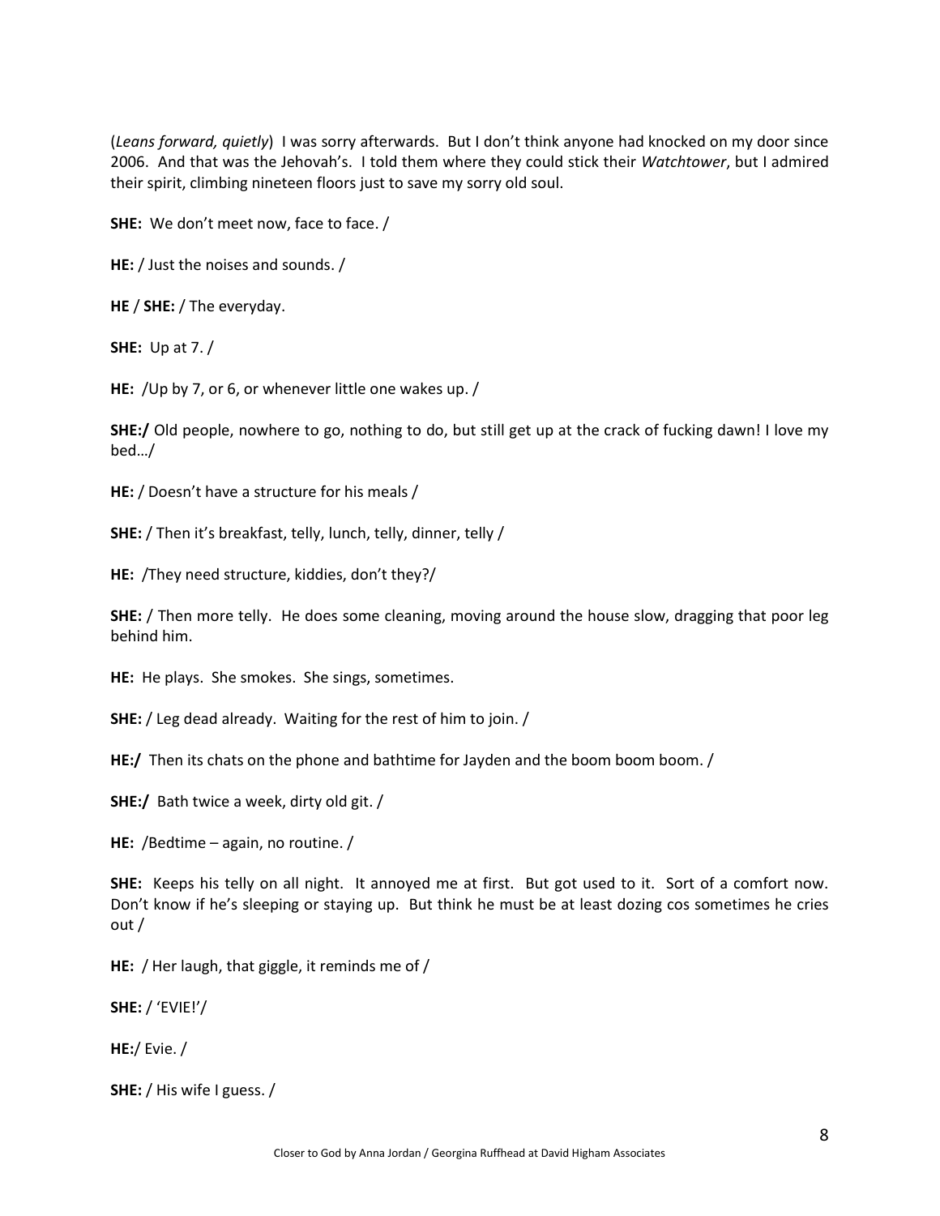(*Leans forward, quietly*) I was sorry afterwards. But I don't think anyone had knocked on my door since 2006. And that was the Jehovah's. I told them where they could stick their *Watchtower*, but I admired their spirit, climbing nineteen floors just to save my sorry old soul.

**SHE:** We don't meet now, face to face. /

**HE:** / Just the noises and sounds. /

**HE** / **SHE:** / The everyday.

**SHE:** Up at 7. /

**HE:** /Up by 7, or 6, or whenever little one wakes up. /

**SHE:/** Old people, nowhere to go, nothing to do, but still get up at the crack of fucking dawn! I love my bed…/

**HE:** / Doesn't have a structure for his meals /

**SHE:** / Then it's breakfast, telly, lunch, telly, dinner, telly /

**HE:** /They need structure, kiddies, don't they?/

**SHE:** / Then more telly. He does some cleaning, moving around the house slow, dragging that poor leg behind him.

**HE:** He plays. She smokes. She sings, sometimes.

**SHE:** / Leg dead already. Waiting for the rest of him to join. /

**HE:/** Then its chats on the phone and bathtime for Jayden and the boom boom boom. /

**SHE:/** Bath twice a week, dirty old git. /

**HE:** /Bedtime – again, no routine. /

**SHE:** Keeps his telly on all night. It annoyed me at first. But got used to it. Sort of a comfort now. Don't know if he's sleeping or staying up. But think he must be at least dozing cos sometimes he cries out /

**HE:** / Her laugh, that giggle, it reminds me of /

**SHE:** / 'EVIE!'/

**HE:**/ Evie. /

**SHE:** / His wife I guess. /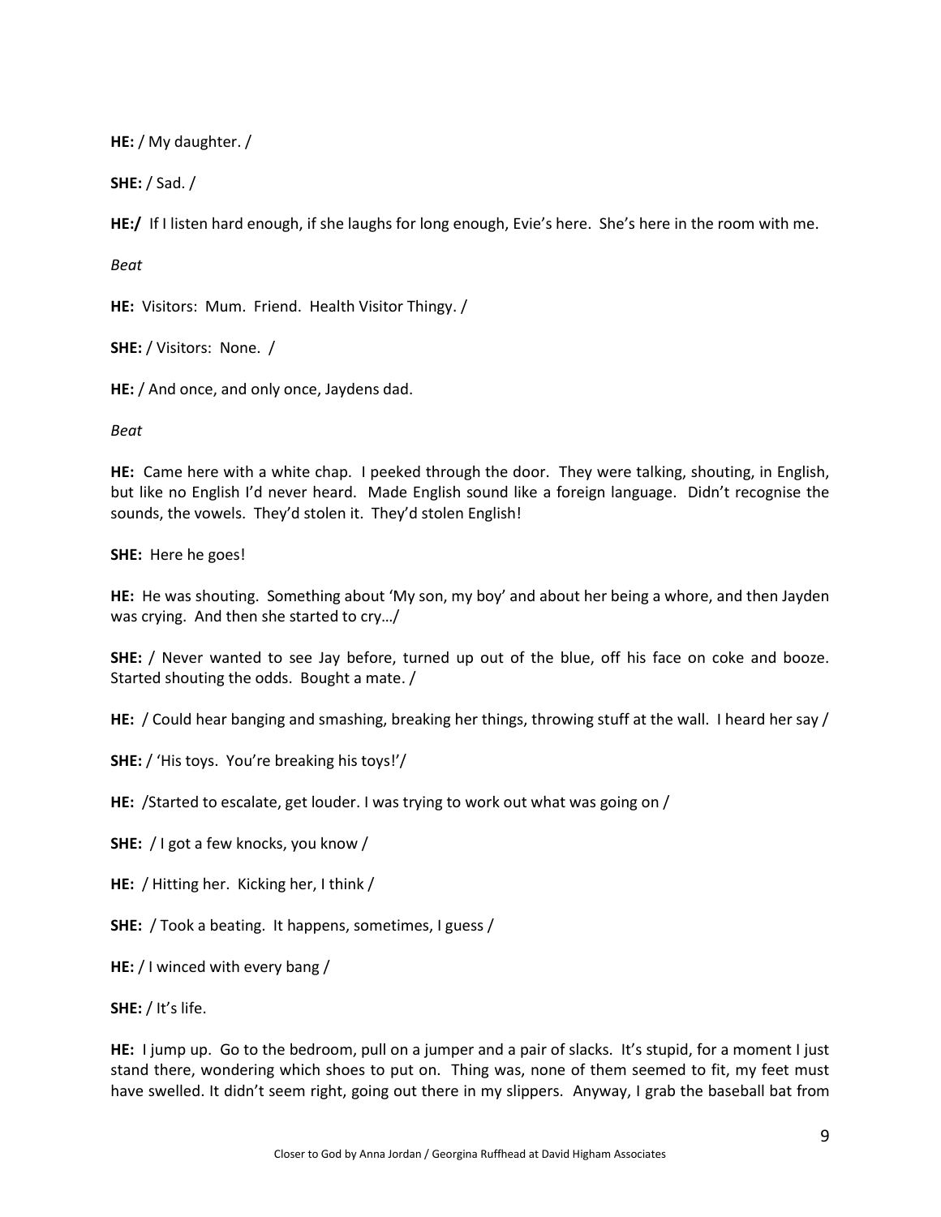**HE:** / My daughter. /

**SHE:** / Sad. /

**HE:/** If I listen hard enough, if she laughs for long enough, Evie's here. She's here in the room with me.

*Beat*

**HE:** Visitors: Mum. Friend. Health Visitor Thingy. /

**SHE:** / Visitors: None. /

**HE:** / And once, and only once, Jaydens dad.

*Beat*

**HE:** Came here with a white chap. I peeked through the door. They were talking, shouting, in English, but like no English I'd never heard. Made English sound like a foreign language. Didn't recognise the sounds, the vowels. They'd stolen it. They'd stolen English!

**SHE:** Here he goes!

**HE:** He was shouting. Something about 'My son, my boy' and about her being a whore, and then Jayden was crying. And then she started to cry…/

**SHE:** / Never wanted to see Jay before, turned up out of the blue, off his face on coke and booze. Started shouting the odds. Bought a mate. /

**HE:** / Could hear banging and smashing, breaking her things, throwing stuff at the wall. I heard her say /

**SHE:** / 'His toys. You're breaking his toys!'/

**HE:** /Started to escalate, get louder. I was trying to work out what was going on /

**SHE:** / I got a few knocks, you know /

**HE:** / Hitting her. Kicking her, I think /

**SHE:** / Took a beating. It happens, sometimes, I guess /

**HE:** / I winced with every bang /

**SHE:** / It's life.

**HE:** I jump up. Go to the bedroom, pull on a jumper and a pair of slacks. It's stupid, for a moment I just stand there, wondering which shoes to put on. Thing was, none of them seemed to fit, my feet must have swelled. It didn't seem right, going out there in my slippers. Anyway, I grab the baseball bat from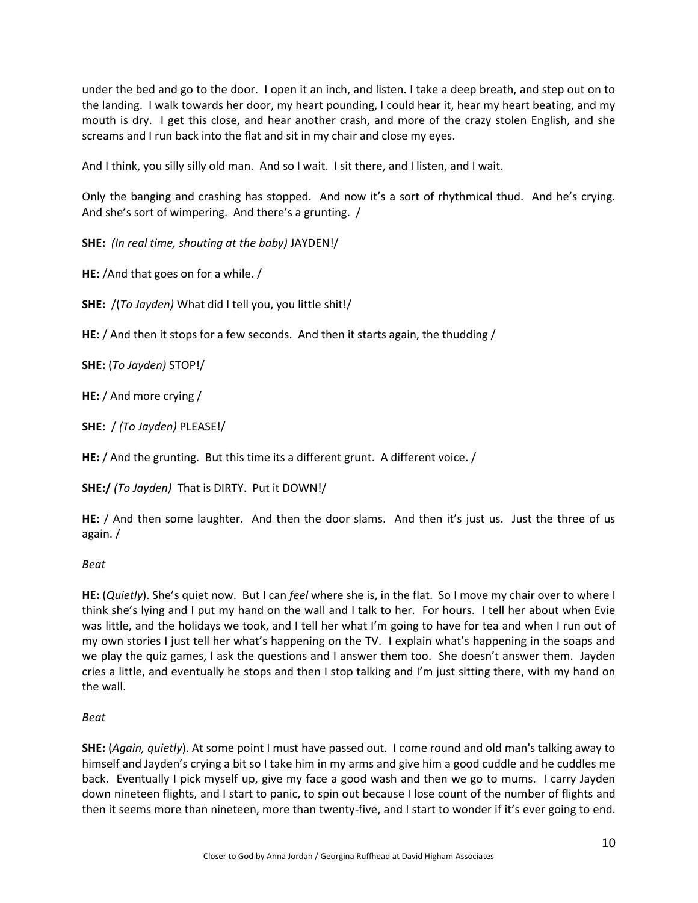under the bed and go to the door. I open it an inch, and listen. I take a deep breath, and step out on to the landing. I walk towards her door, my heart pounding, I could hear it, hear my heart beating, and my mouth is dry. I get this close, and hear another crash, and more of the crazy stolen English, and she screams and I run back into the flat and sit in my chair and close my eyes.

And I think, you silly silly old man. And so I wait. I sit there, and I listen, and I wait.

Only the banging and crashing has stopped. And now it's a sort of rhythmical thud. And he's crying. And she's sort of wimpering. And there's a grunting. /

**SHE:** *(In real time, shouting at the baby)* JAYDEN!/

**HE:** /And that goes on for a while. /

**SHE:** /(*To Jayden)* What did I tell you, you little shit!/

**HE:** / And then it stops for a few seconds. And then it starts again, the thudding /

**SHE:** (*To Jayden)* STOP!/

**HE:** / And more crying /

**SHE:** / *(To Jayden)* PLEASE!/

**HE:** / And the grunting. But this time its a different grunt. A different voice. /

**SHE:/** *(To Jayden)* That is DIRTY. Put it DOWN!/

**HE:** / And then some laughter. And then the door slams. And then it's just us. Just the three of us again. /

*Beat*

**HE:** (*Quietly*). She's quiet now. But I can *feel* where she is, in the flat. So I move my chair over to where I think she's lying and I put my hand on the wall and I talk to her. For hours. I tell her about when Evie was little, and the holidays we took, and I tell her what I'm going to have for tea and when I run out of my own stories I just tell her what's happening on the TV. I explain what's happening in the soaps and we play the quiz games, I ask the questions and I answer them too. She doesn't answer them. Jayden cries a little, and eventually he stops and then I stop talking and I'm just sitting there, with my hand on the wall.

*Beat*

**SHE:** (*Again, quietly*). At some point I must have passed out. I come round and old man's talking away to himself and Jayden's crying a bit so I take him in my arms and give him a good cuddle and he cuddles me back. Eventually I pick myself up, give my face a good wash and then we go to mums. I carry Jayden down nineteen flights, and I start to panic, to spin out because I lose count of the number of flights and then it seems more than nineteen, more than twenty-five, and I start to wonder if it's ever going to end.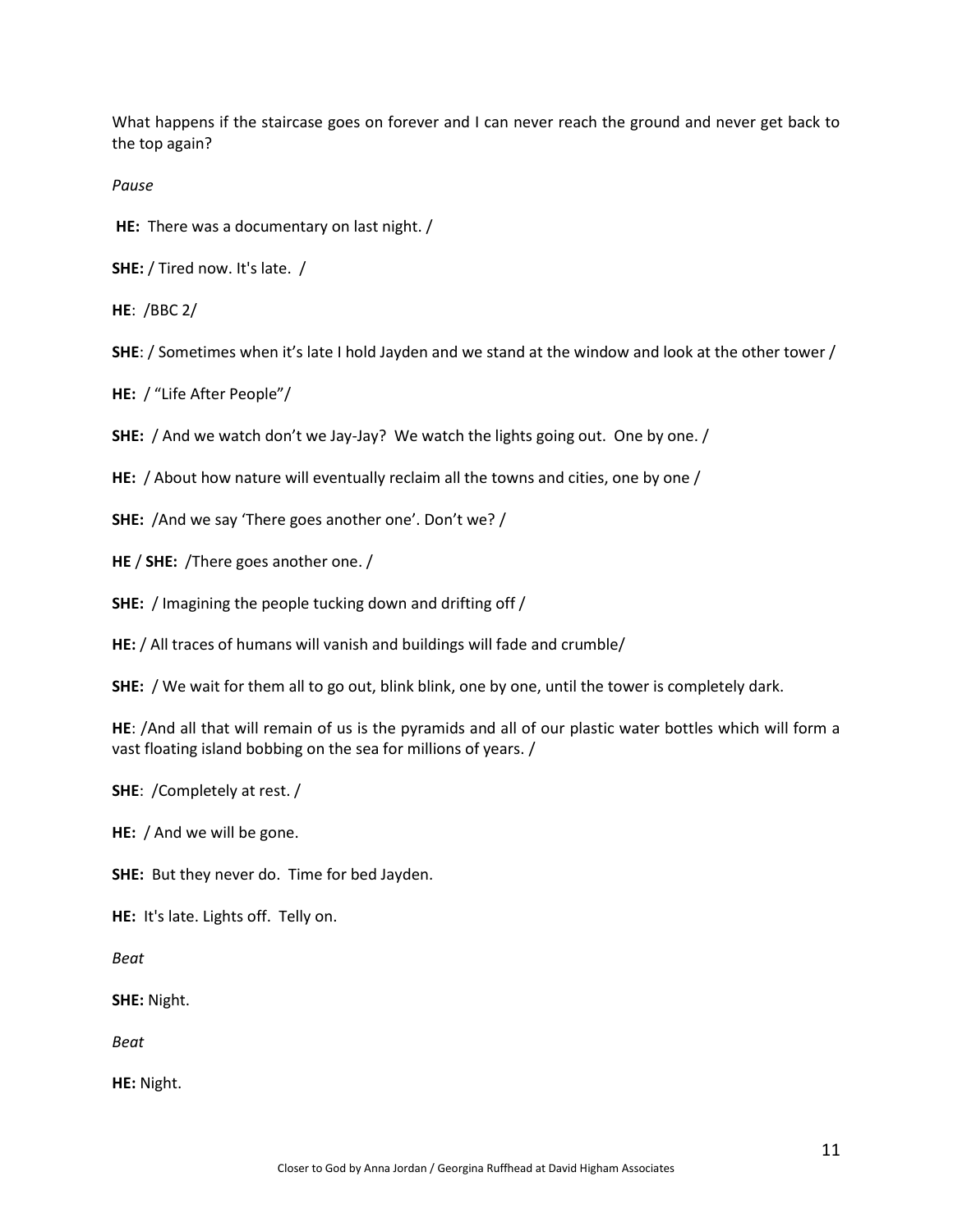What happens if the staircase goes on forever and I can never reach the ground and never get back to the top again?

*Pause*

**HE:** There was a documentary on last night. /

**SHE:** / Tired now. It's late. /

**HE**: /BBC 2/

**SHE**: / Sometimes when it's late I hold Jayden and we stand at the window and look at the other tower /

**HE:** / "Life After People"/

**SHE:** / And we watch don't we Jay-Jay? We watch the lights going out. One by one. /

**HE:** / About how nature will eventually reclaim all the towns and cities, one by one /

**SHE:** /And we say 'There goes another one'. Don't we? /

**HE** / **SHE:** /There goes another one. /

**SHE:** / Imagining the people tucking down and drifting off /

**HE:** / All traces of humans will vanish and buildings will fade and crumble/

**SHE:** / We wait for them all to go out, blink blink, one by one, until the tower is completely dark.

**HE**: /And all that will remain of us is the pyramids and all of our plastic water bottles which will form a vast floating island bobbing on the sea for millions of years. /

**SHE**: /Completely at rest. /

**HE:** / And we will be gone.

**SHE:** But they never do. Time for bed Jayden.

**HE:** It's late. Lights off. Telly on.

*Beat*

**SHE:** Night.

*Beat*

**HE:** Night.